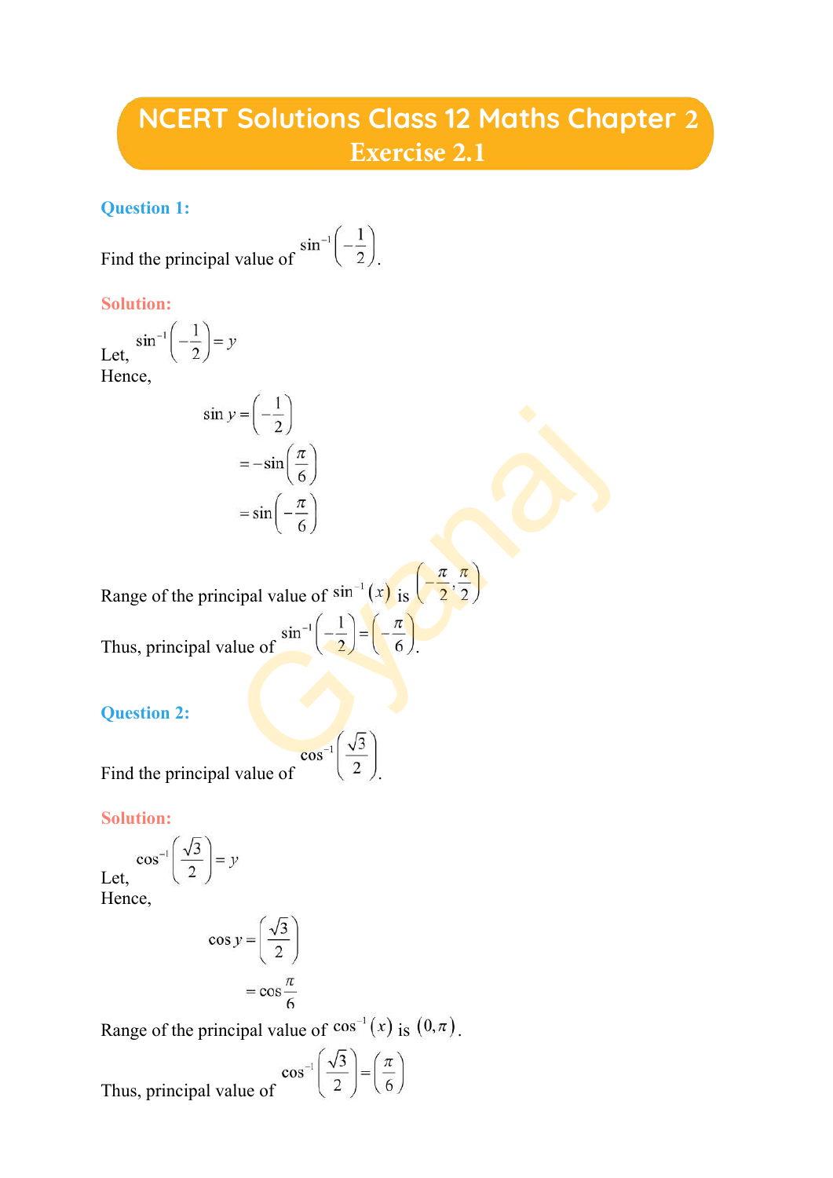# NCERT Solutions Class 12 Maths Chapter 2
## Exercise 2.1

**Question 1:**

Find the principal value of $\sin^{-1}\left(-\frac{1}{2}\right)$.

**Solution:**

Let, $\sin^{-1}\left(-\frac{1}{2}\right) = y$

Hence,

$$\sin y = \left(-\frac{1}{2}\right)$$
$$= -\sin\left(\frac{\pi}{6}\right)$$
$$= \sin\left(-\frac{\pi}{6}\right)$$

Range of the principal value of $\sin^{-1}(x)$ is $\left(-\frac{\pi}{2}, \frac{\pi}{2}\right)$

Thus, principal value of $\sin^{-1}\left(-\frac{1}{2}\right) = \left(-\frac{\pi}{6}\right)$.

**Question 2:**

Find the principal value of $\cos^{-1}\left(\frac{\sqrt{3}}{2}\right)$.

**Solution:**

Let, $\cos^{-1}\left(\frac{\sqrt{3}}{2}\right) = y$

Hence,

$$\cos y = \left(\frac{\sqrt{3}}{2}\right)$$
$$= \cos\frac{\pi}{6}$$

Range of the principal value of $\cos^{-1}(x)$ is $(0, \pi)$.

Thus, principal value of $\cos^{-1}\left(\frac{\sqrt{3}}{2}\right) = \left(\frac{\pi}{6}\right)$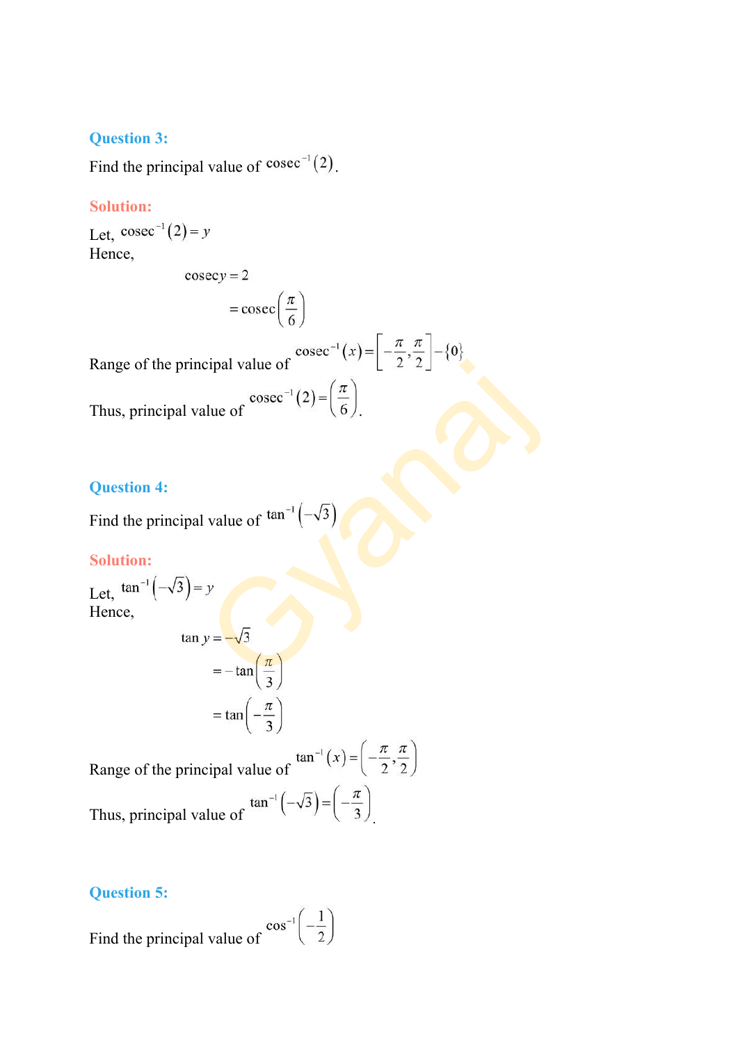**Question 3:**

Find the principal value of $\text{cosec}^{-1}(2)$.

**Solution:**

Let, $\text{cosec}^{-1}(2) = y$

Hence,

$$\text{cosec}\, y = 2$$

$$= \text{cosec}\left(\frac{\pi}{6}\right)$$

Range of the principal value of $\text{cosec}^{-1}(x) = \left[-\frac{\pi}{2}, \frac{\pi}{2}\right] - \{0\}$

Thus, principal value of $\text{cosec}^{-1}(2) = \left(\frac{\pi}{6}\right)$.

**Question 4:**

Find the principal value of $\tan^{-1}\left(-\sqrt{3}\right)$

**Solution:**

Let, $\tan^{-1}\left(-\sqrt{3}\right) = y$

Hence,

$$\tan y = -\sqrt{3}$$

$$= -\tan\left(\frac{\pi}{3}\right)$$

$$= \tan\left(-\frac{\pi}{3}\right)$$

Range of the principal value of $\tan^{-1}(x) = \left(-\frac{\pi}{2}, \frac{\pi}{2}\right)$

Thus, principal value of $\tan^{-1}\left(-\sqrt{3}\right) = \left(-\frac{\pi}{3}\right)$.

**Question 5:**

Find the principal value of $\cos^{-1}\left(-\frac{1}{2}\right)$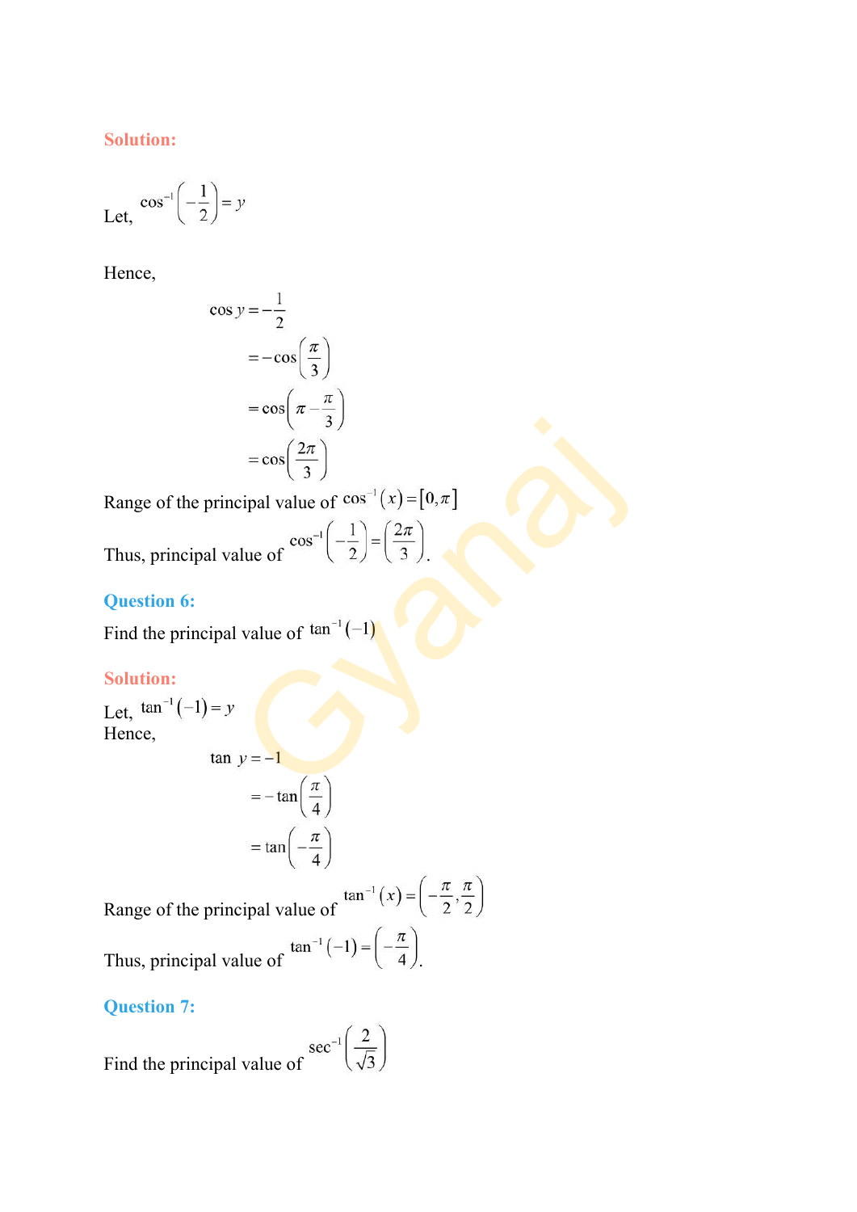**Solution:**

Let, $\cos^{-1}\left(-\frac{1}{2}\right) = y$

Hence,

$$\cos y = -\frac{1}{2}$$
$$= -\cos\left(\frac{\pi}{3}\right)$$
$$= \cos\left(\pi - \frac{\pi}{3}\right)$$
$$= \cos\left(\frac{2\pi}{3}\right)$$

Range of the principal value of $\cos^{-1}(x) = [0, \pi]$

Thus, principal value of $\cos^{-1}\left(-\frac{1}{2}\right) = \left(\frac{2\pi}{3}\right)$.

## Question 6:

Find the principal value of $\tan^{-1}(-1)$

**Solution:**

Let, $\tan^{-1}(-1) = y$

Hence,

$$\tan\ y = -1$$
$$= -\tan\left(\frac{\pi}{4}\right)$$
$$= \tan\left(-\frac{\pi}{4}\right)$$

Range of the principal value of $\tan^{-1}(x) = \left(-\frac{\pi}{2}, \frac{\pi}{2}\right)$

Thus, principal value of $\tan^{-1}(-1) = \left(-\frac{\pi}{4}\right)$.

## Question 7:

Find the principal value of $\sec^{-1}\left(\frac{2}{\sqrt{3}}\right)$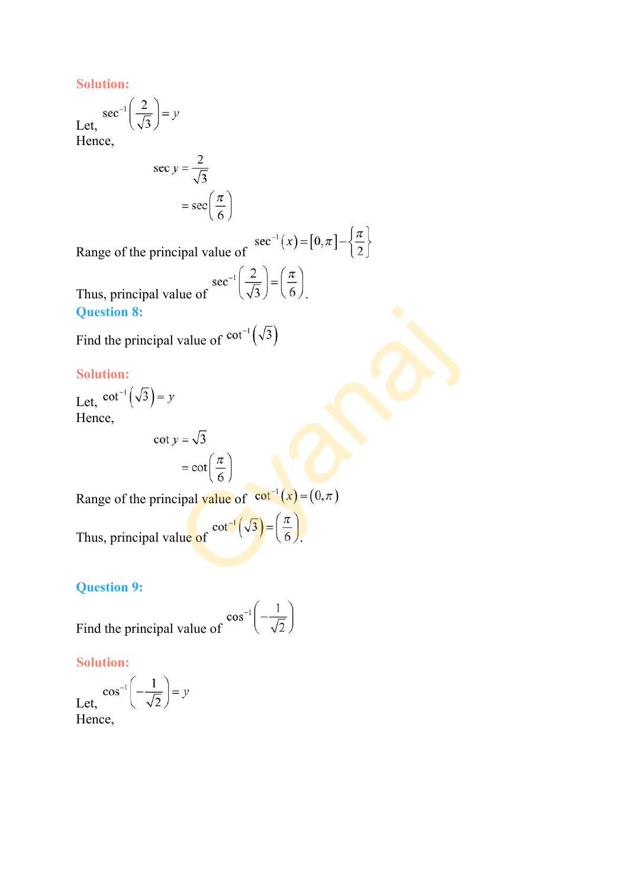**Solution:**

Let, $\sec^{-1}\left(\frac{2}{\sqrt{3}}\right) = y$

Hence,

$$\sec y = \frac{2}{\sqrt{3}}$$

$$= \sec\left(\frac{\pi}{6}\right)$$

Range of the principal value of $\sec^{-1}(x) = [0, \pi] - \left\{\frac{\pi}{2}\right\}$

Thus, principal value of $\sec^{-1}\left(\frac{2}{\sqrt{3}}\right) = \left(\frac{\pi}{6}\right)$.

## Question 8:

Find the principal value of $\cot^{-1}\left(\sqrt{3}\right)$

**Solution:**

Let, $\cot^{-1}\left(\sqrt{3}\right) = y$

Hence,

$$\cot y = \sqrt{3}$$

$$= \cot\left(\frac{\pi}{6}\right)$$

Range of the principal value of $\cot^{-1}(x) = (0, \pi)$

Thus, principal value of $\cot^{-1}\left(\sqrt{3}\right) = \left(\frac{\pi}{6}\right)$.

## Question 9:

Find the principal value of $\cos^{-1}\left(-\frac{1}{\sqrt{2}}\right)$

**Solution:**

Let, $\cos^{-1}\left(-\frac{1}{\sqrt{2}}\right) = y$

Hence,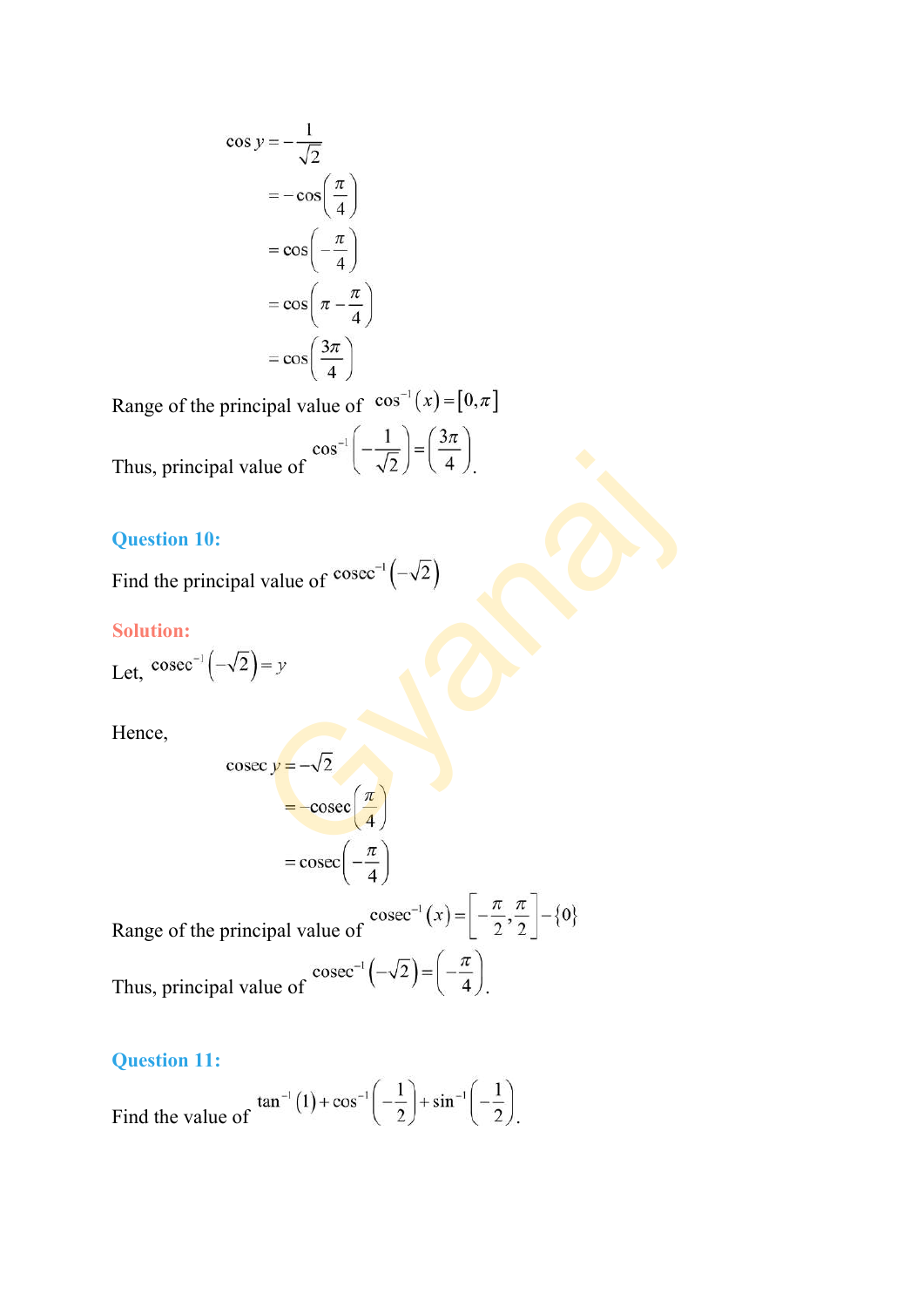$$
\begin{aligned}
\cos y &= -\frac{1}{\sqrt{2}} \\
&= -\cos\left(\frac{\pi}{4}\right) \\
&= \cos\left(-\frac{\pi}{4}\right) \\
&= \cos\left(\pi - \frac{\pi}{4}\right) \\
&= \cos\left(\frac{3\pi}{4}\right)
\end{aligned}
$$

Range of the principal value of $\cos^{-1}(x) = [0, \pi]$

Thus, principal value of $\cos^{-1}\left(-\frac{1}{\sqrt{2}}\right) = \left(\frac{3\pi}{4}\right)$.

## Question 10:

Find the principal value of $\operatorname{cosec}^{-1}\left(-\sqrt{2}\right)$

## Solution:

Let, $\operatorname{cosec}^{-1}\left(-\sqrt{2}\right) = y$

Hence,

$$
\begin{aligned}
\operatorname{cosec} y &= -\sqrt{2} \\
&= -\operatorname{cosec}\left(\frac{\pi}{4}\right) \\
&= \operatorname{cosec}\left(-\frac{\pi}{4}\right)
\end{aligned}
$$

Range of the principal value of $\operatorname{cosec}^{-1}(x) = \left[-\frac{\pi}{2}, \frac{\pi}{2}\right] - \{0\}$

Thus, principal value of $\operatorname{cosec}^{-1}\left(-\sqrt{2}\right) = \left(-\frac{\pi}{4}\right)$.

## Question 11:

Find the value of $\tan^{-1}(1) + \cos^{-1}\left(-\frac{1}{2}\right) + \sin^{-1}\left(-\frac{1}{2}\right)$.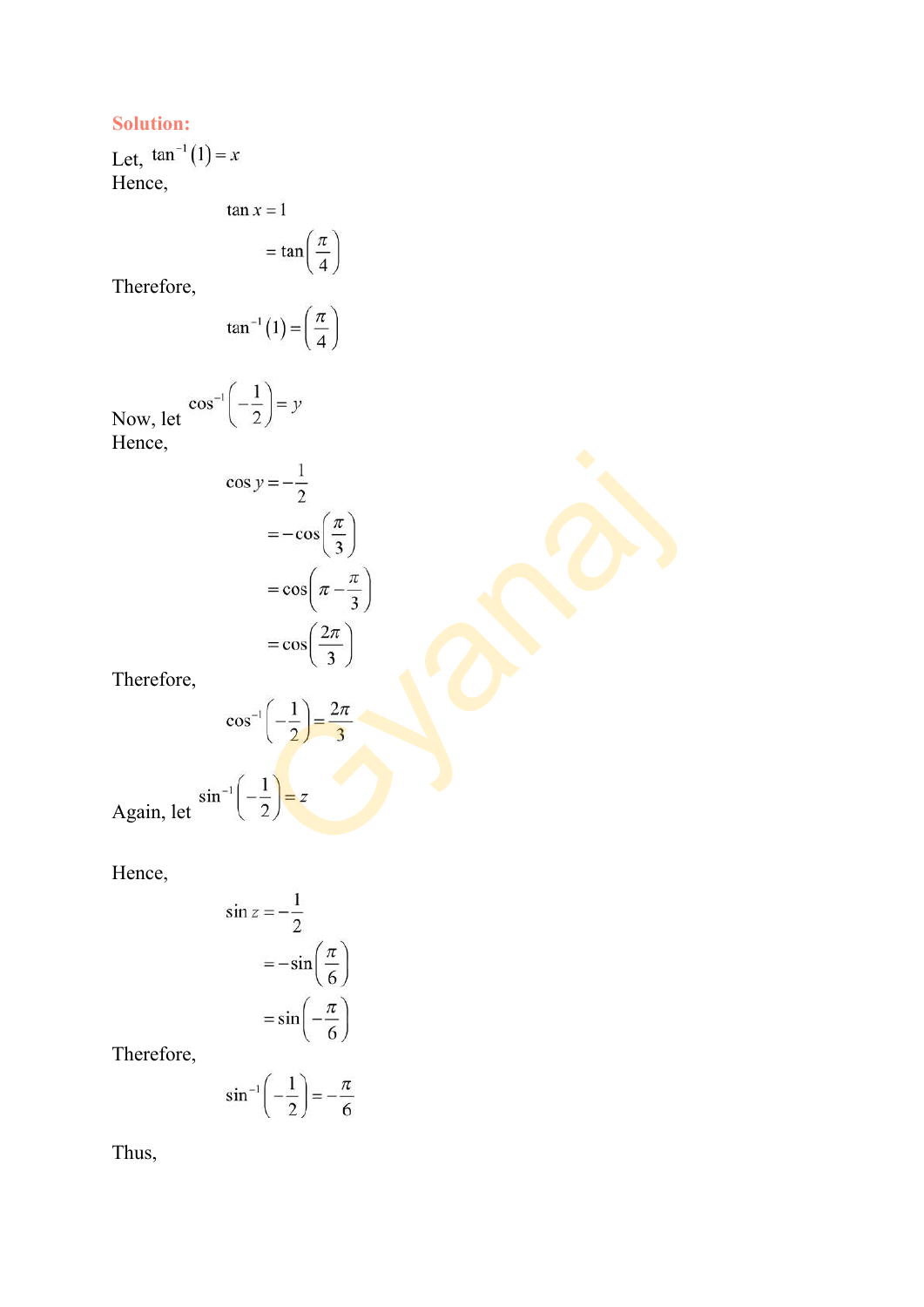**Solution:**

Let, $\tan^{-1}(1) = x$

Hence,

$$\tan x = 1$$

$$= \tan\left(\frac{\pi}{4}\right)$$

Therefore,

$$\tan^{-1}(1) = \left(\frac{\pi}{4}\right)$$

Now, let $\cos^{-1}\left(-\frac{1}{2}\right) = y$

Hence,

$$\cos y = -\frac{1}{2}$$

$$= -\cos\left(\frac{\pi}{3}\right)$$

$$= \cos\left(\pi - \frac{\pi}{3}\right)$$

$$= \cos\left(\frac{2\pi}{3}\right)$$

Therefore,

$$\cos^{-1}\left(-\frac{1}{2}\right) = \frac{2\pi}{3}$$

Again, let $\sin^{-1}\left(-\frac{1}{2}\right) = z$

Hence,

$$\sin z = -\frac{1}{2}$$

$$= -\sin\left(\frac{\pi}{6}\right)$$

$$= \sin\left(-\frac{\pi}{6}\right)$$

Therefore,

$$\sin^{-1}\left(-\frac{1}{2}\right) = -\frac{\pi}{6}$$

Thus,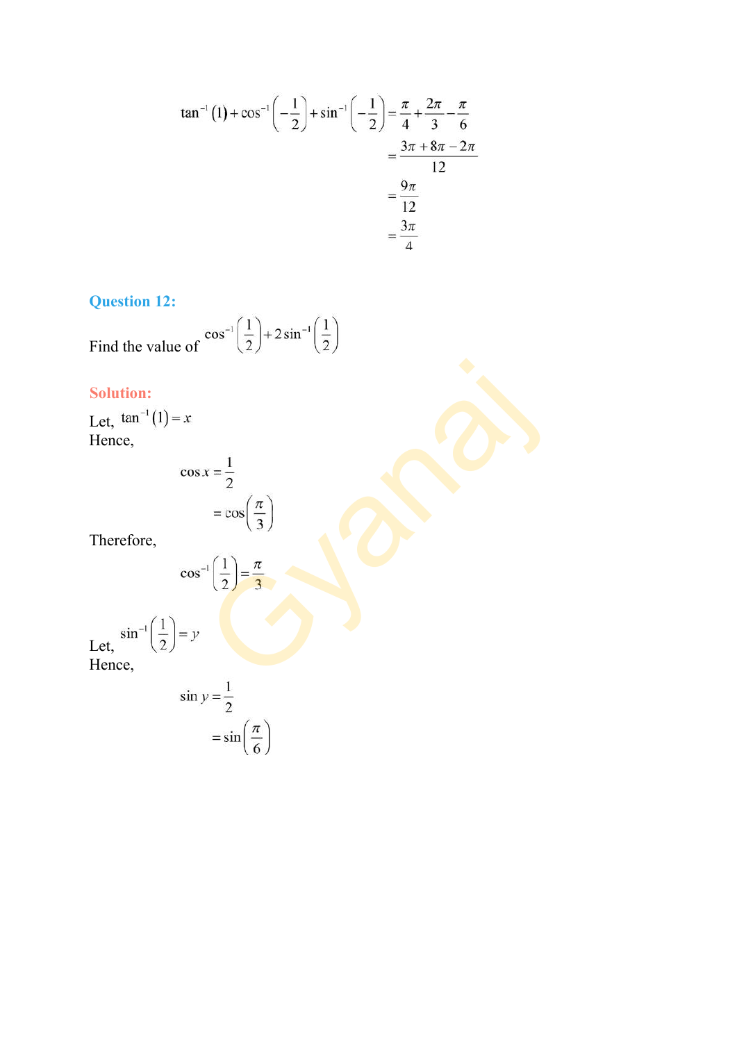$$\tan^{-1}(1) + \cos^{-1}\left(-\frac{1}{2}\right) + \sin^{-1}\left(-\frac{1}{2}\right) = \frac{\pi}{4} + \frac{2\pi}{3} - \frac{\pi}{6}$$

$$= \frac{3\pi + 8\pi - 2\pi}{12}$$

$$= \frac{9\pi}{12}$$

$$= \frac{3\pi}{4}$$

## Question 12:

Find the value of $\cos^{-1}\left(\frac{1}{2}\right) + 2\sin^{-1}\left(\frac{1}{2}\right)$

## Solution:

Let, $\tan^{-1}(1) = x$

Hence,

$$\cos x = \frac{1}{2}$$

$$= \cos\left(\frac{\pi}{3}\right)$$

Therefore,

$$\cos^{-1}\left(\frac{1}{2}\right) = \frac{\pi}{3}$$

Let, $\sin^{-1}\left(\frac{1}{2}\right) = y$

Hence,

$$\sin y = \frac{1}{2}$$

$$= \sin\left(\frac{\pi}{6}\right)$$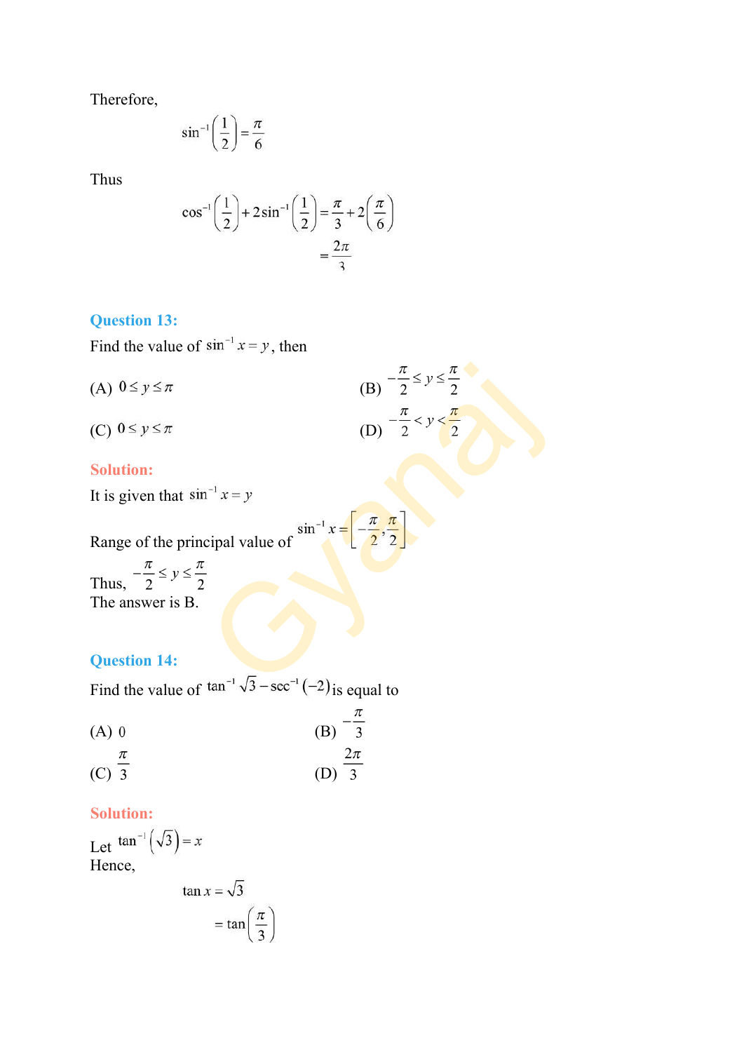Therefore,

$$\sin^{-1}\left(\frac{1}{2}\right)=\frac{\pi}{6}$$

Thus

$$\cos^{-1}\left(\frac{1}{2}\right)+2\sin^{-1}\left(\frac{1}{2}\right)=\frac{\pi}{3}+2\left(\frac{\pi}{6}\right)$$
$$=\frac{2\pi}{3}$$

**Question 13:**

Find the value of $\sin^{-1} x = y$, then

(A) $0 \le y \le \pi$ (B) $-\frac{\pi}{2} \le y \le \frac{\pi}{2}$

(C) $0 \le y \le \pi$ (D) $-\frac{\pi}{2} < y < \frac{\pi}{2}$

**Solution:**

It is given that $\sin^{-1} x = y$

Range of the principal value of $\sin^{-1} x = \left[-\frac{\pi}{2}, \frac{\pi}{2}\right]$

Thus, $-\frac{\pi}{2} \le y \le \frac{\pi}{2}$

The answer is B.

**Question 14:**

Find the value of $\tan^{-1}\sqrt{3} - \sec^{-1}(-2)$ is equal to

(A) 0 (B) $-\frac{\pi}{3}$

(C) $\frac{\pi}{3}$ (D) $\frac{2\pi}{3}$

**Solution:**

Let $\tan^{-1}\left(\sqrt{3}\right) = x$

Hence,

$$\tan x = \sqrt{3}$$
$$= \tan\left(\frac{\pi}{3}\right)$$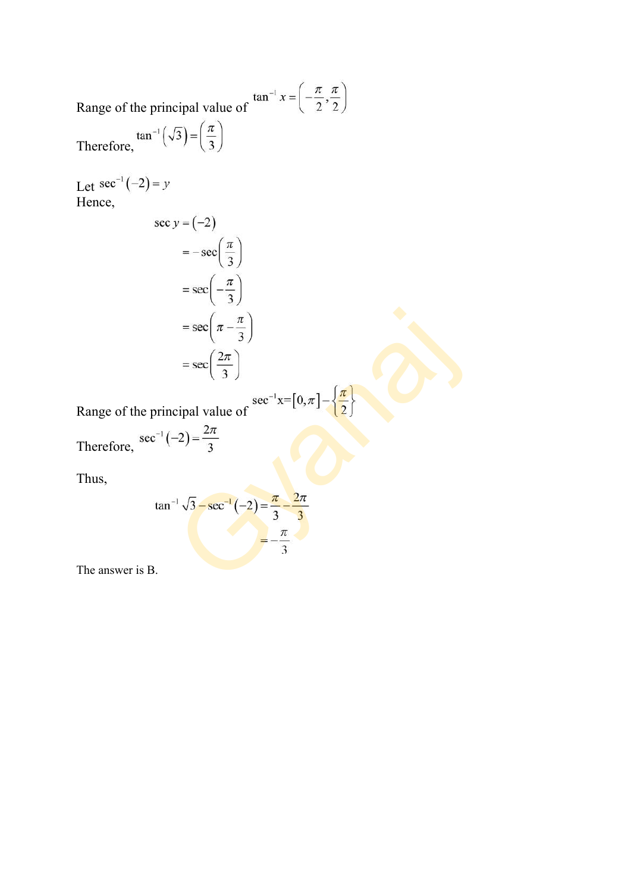Range of the principal value of $\tan^{-1} x = \left(-\frac{\pi}{2}, \frac{\pi}{2}\right)$

Therefore, $\tan^{-1}\left(\sqrt{3}\right) = \left(\frac{\pi}{3}\right)$

Let $\sec^{-1}(-2) = y$

Hence,

$$
\begin{aligned}
\sec y &= (-2) \\
&= -\sec\left(\frac{\pi}{3}\right) \\
&= \sec\left(-\frac{\pi}{3}\right) \\
&= \sec\left(\pi - \frac{\pi}{3}\right) \\
&= \sec\left(\frac{2\pi}{3}\right)
\end{aligned}
$$

Range of the principal value of $\sec^{-1}\text{x}=[0,\pi]-\left\{\frac{\pi}{2}\right\}$

Therefore, $\sec^{-1}(-2) = \frac{2\pi}{3}$

Thus,

$$
\begin{aligned}
\tan^{-1}\sqrt{3} - \sec^{-1}(-2) &= \frac{\pi}{3} - \frac{2\pi}{3} \\
&= -\frac{\pi}{3}
\end{aligned}
$$

The answer is B.